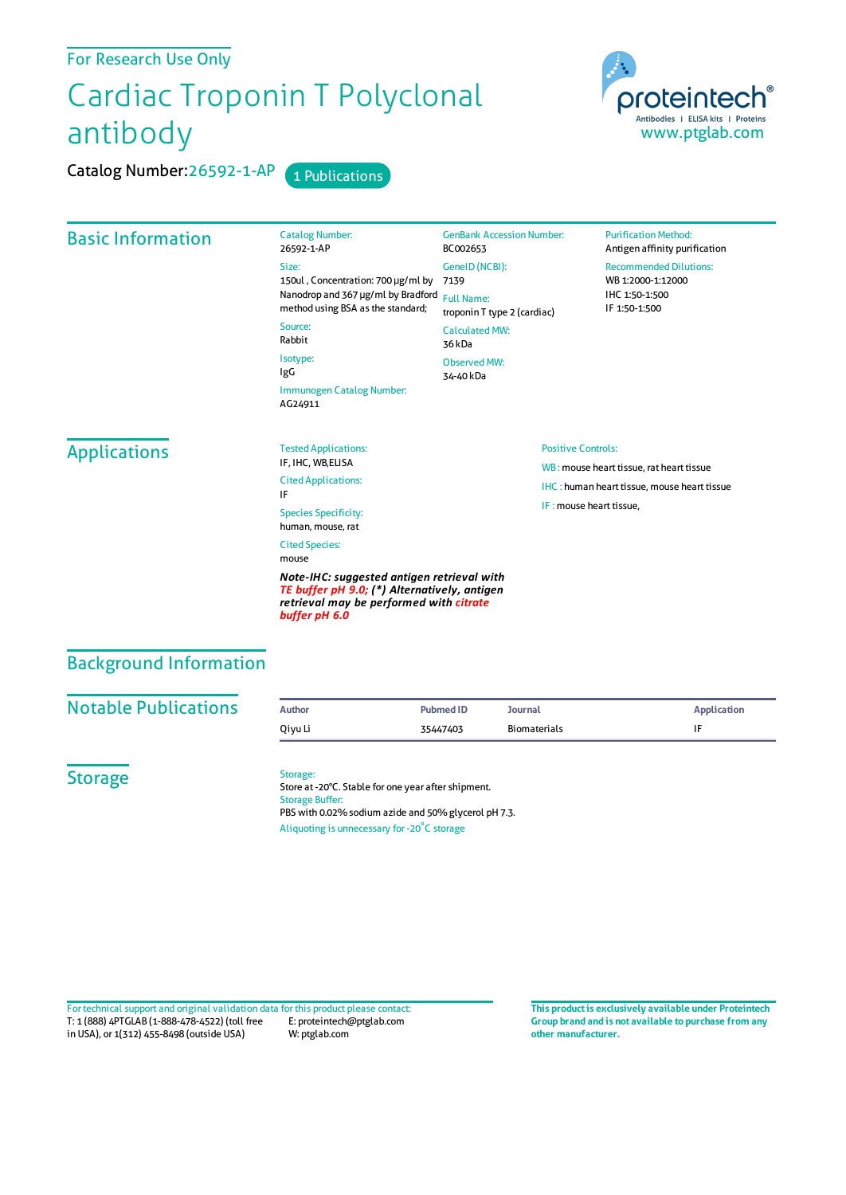For Research Use Only

# Cardiac Troponin T Polyclonal antibody

Catalog Number: 26592-1-AP    1 Publications

proteintech®
Antibodies | ELISA kits | Proteins
www.ptglab.com

## Basic Information

Catalog Number:
26592-1-AP

Size:
150ul , Concentration: 700 μg/ml by Nanodrop and 367 μg/ml by Bradford method using BSA as the standard;

Source:
Rabbit

Isotype:
IgG

Immunogen Catalog Number:
AG24911

GenBank Accession Number:
BC002653

GeneID (NCBI):
7139

Full Name:
troponin T type 2 (cardiac)

Calculated MW:
36 kDa

Observed MW:
34-40 kDa

Purification Method:
Antigen affinity purification

Recommended Dilutions:
WB 1:2000-1:12000
IHC 1:50-1:500
IF 1:50-1:500

## Applications

Tested Applications:
IF, IHC, WB,ELISA

Cited Applications:
IF

Species Specificity:
human, mouse, rat

Cited Species:
mouse

***Note-IHC: suggested antigen retrieval with TE buffer pH 9.0; (\*) Alternatively, antigen retrieval may be performed with citrate buffer pH 6.0***

Positive Controls:

WB : mouse heart tissue, rat heart tissue

IHC : human heart tissue, mouse heart tissue

IF : mouse heart tissue,

## Background Information

## Notable Publications

| Author | Pubmed ID | Journal | Application |
|---|---|---|---|
| Qiyu Li | 35447403 | Biomaterials | IF |

## Storage

Storage:
Store at -20°C. Stable for one year after shipment.
Storage Buffer:
PBS with 0.02% sodium azide and 50% glycerol pH 7.3.
Aliquoting is unnecessary for -20°C storage

For technical support and original validation data for this product please contact:
T: 1 (888) 4PTGLAB (1-888-478-4522) (toll free in USA), or 1(312) 455-8498 (outside USA)
E: proteintech@ptglab.com
W: ptglab.com

**This product is exclusively available under Proteintech Group brand and is not available to purchase from any other manufacturer.**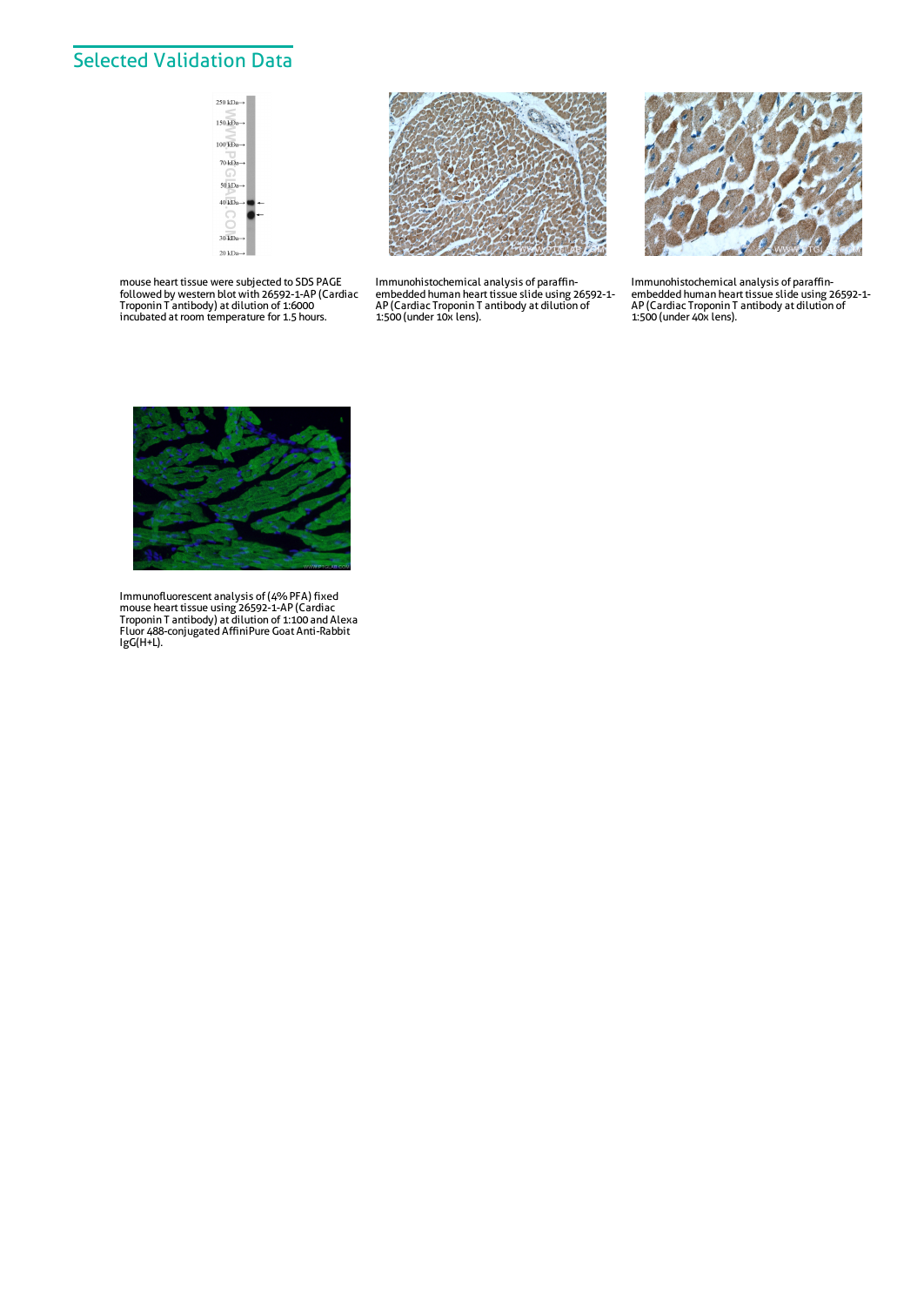## Selected Validation Data

mouse heart tissue were subjected to SDS PAGE followed by western blot with 26592-1-AP (Cardiac Troponin T antibody) at dilution of 1:6000 incubated at room temperature for 1.5 hours.

Immunohistochemical analysis of paraffin-embedded human heart tissue slide using 26592-1-AP (Cardiac Troponin T antibody at dilution of 1:500 (under 10x lens).

Immunohistochemical analysis of paraffin-embedded human heart tissue slide using 26592-1-AP (Cardiac Troponin T antibody at dilution of 1:500 (under 40x lens).

Immunofluorescent analysis of (4% PFA) fixed mouse heart tissue using 26592-1-AP (Cardiac Troponin T antibody) at dilution of 1:100 and Alexa Fluor 488-conjugated AffiniPure Goat Anti-Rabbit IgG(H+L).